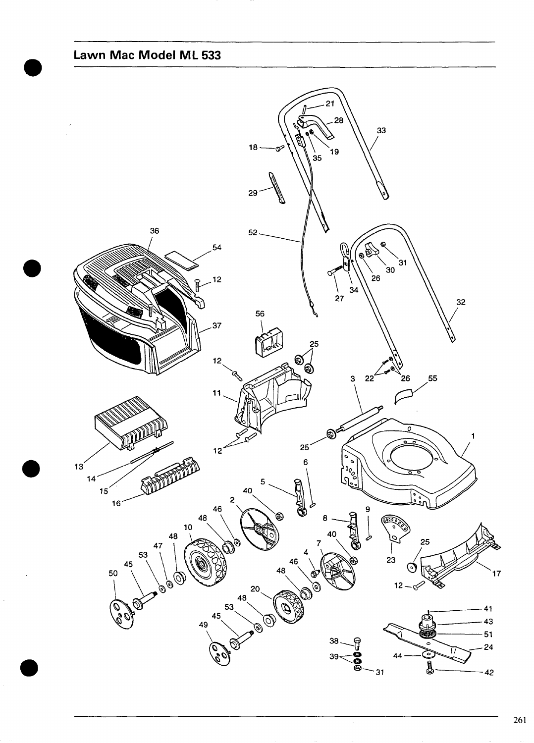## Lawn Mac Model ML 533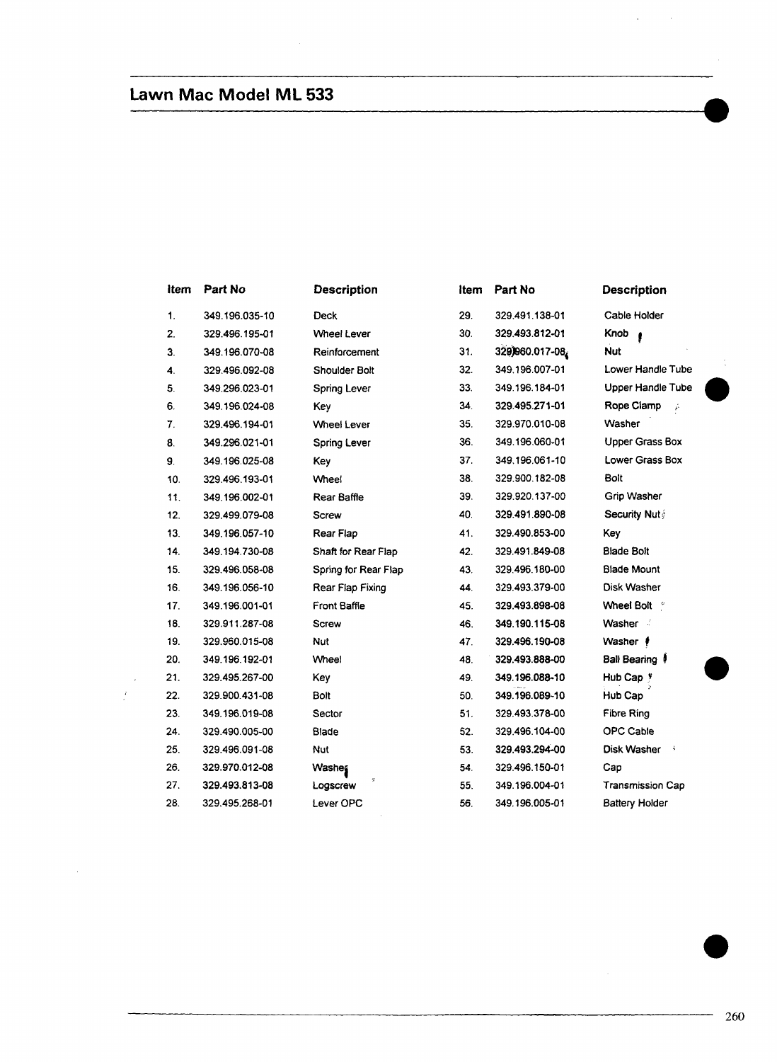## Lawn Mac Model ML 533

| Item | Part No | Description | Item | Part No | Description |
|---|---|---|---|---|---|
| 1. | 349.196.035-10 | Deck | 29. | 329.491.138-01 | Cable Holder |
| 2. | 329.496.195-01 | Wheel Lever | 30. | 329.493.812-01 | Knob |
| 3. | 349.196.070-08 | Reinforcement | 31. | 329.960.017-08 | Nut |
| 4. | 329.496.092-08 | Shoulder Bolt | 32. | 349.196.007-01 | Lower Handle Tube |
| 5. | 349.296.023-01 | Spring Lever | 33. | 349.196.184-01 | Upper Handle Tube |
| 6. | 349.196.024-08 | Key | 34. | 329.495.271-01 | Rope Clamp |
| 7. | 329.496.194-01 | Wheel Lever | 35. | 329.970.010-08 | Washer |
| 8. | 349.296.021-01 | Spring Lever | 36. | 349.196.060-01 | Upper Grass Box |
| 9. | 349.196.025-08 | Key | 37. | 349.196.061-10 | Lower Grass Box |
| 10. | 329.496.193-01 | Wheel | 38. | 329.900.182-08 | Bolt |
| 11. | 349.196.002-01 | Rear Baffle | 39. | 329.920.137-00 | Grip Washer |
| 12. | 329.499.079-08 | Screw | 40. | 329.491.890-08 | Security Nut |
| 13. | 349.196.057-10 | Rear Flap | 41. | 329.490.853-00 | Key |
| 14. | 349.194.730-08 | Shaft for Rear Flap | 42. | 329.491.849-08 | Blade Bolt |
| 15. | 329.496.058-08 | Spring for Rear Flap | 43. | 329.496.180-00 | Blade Mount |
| 16. | 349.196.056-10 | Rear Flap Fixing | 44. | 329.493.379-00 | Disk Washer |
| 17. | 349.196.001-01 | Front Baffle | 45. | 329.493.898-08 | Wheel Bolt |
| 18. | 329.911.287-08 | Screw | 46. | 349.190.115-08 | Washer |
| 19. | 329.960.015-08 | Nut | 47. | 329.496.190-08 | Washer |
| 20. | 349.196.192-01 | Wheel | 48. | 329.493.888-00 | Ball Bearing |
| 21. | 329.495.267-00 | Key | 49. | 349.196.088-10 | Hub Cap |
| 22. | 329.900.431-08 | Bolt | 50. | 349.196.089-10 | Hub Cap |
| 23. | 349.196.019-08 | Sector | 51. | 329.493.378-00 | Fibre Ring |
| 24. | 329.490.005-00 | Blade | 52. | 329.496.104-00 | OPC Cable |
| 25. | 329.496.091-08 | Nut | 53. | 329.493.294-00 | Disk Washer |
| 26. | 329.970.012-08 | Washer | 54. | 329.496.150-01 | Cap |
| 27. | 329.493.813-08 | Logscrew | 55. | 349.196.004-01 | Transmission Cap |
| 28. | 329.495.268-01 | Lever OPC | 56. | 349.196.005-01 | Battery Holder |